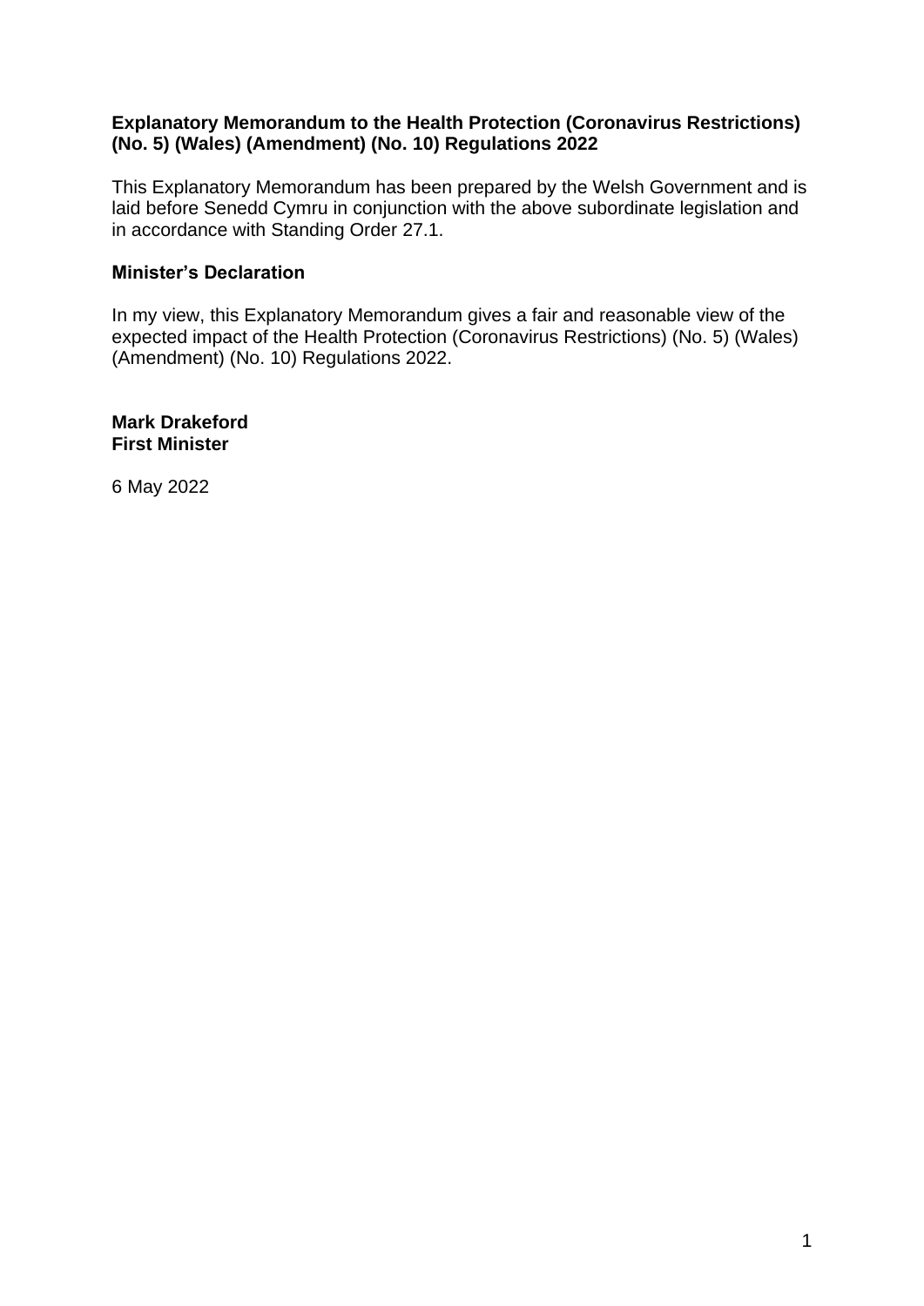**Explanatory Memorandum to the Health Protection (Coronavirus Restrictions) (No. 5) (Wales) (Amendment) (No. 10) Regulations 2022**

This Explanatory Memorandum has been prepared by the Welsh Government and is laid before Senedd Cymru in conjunction with the above subordinate legislation and in accordance with Standing Order 27.1.

**Minister's Declaration**

In my view, this Explanatory Memorandum gives a fair and reasonable view of the expected impact of the Health Protection (Coronavirus Restrictions) (No. 5) (Wales) (Amendment) (No. 10) Regulations 2022.

**Mark Drakeford**
**First Minister**

6 May 2022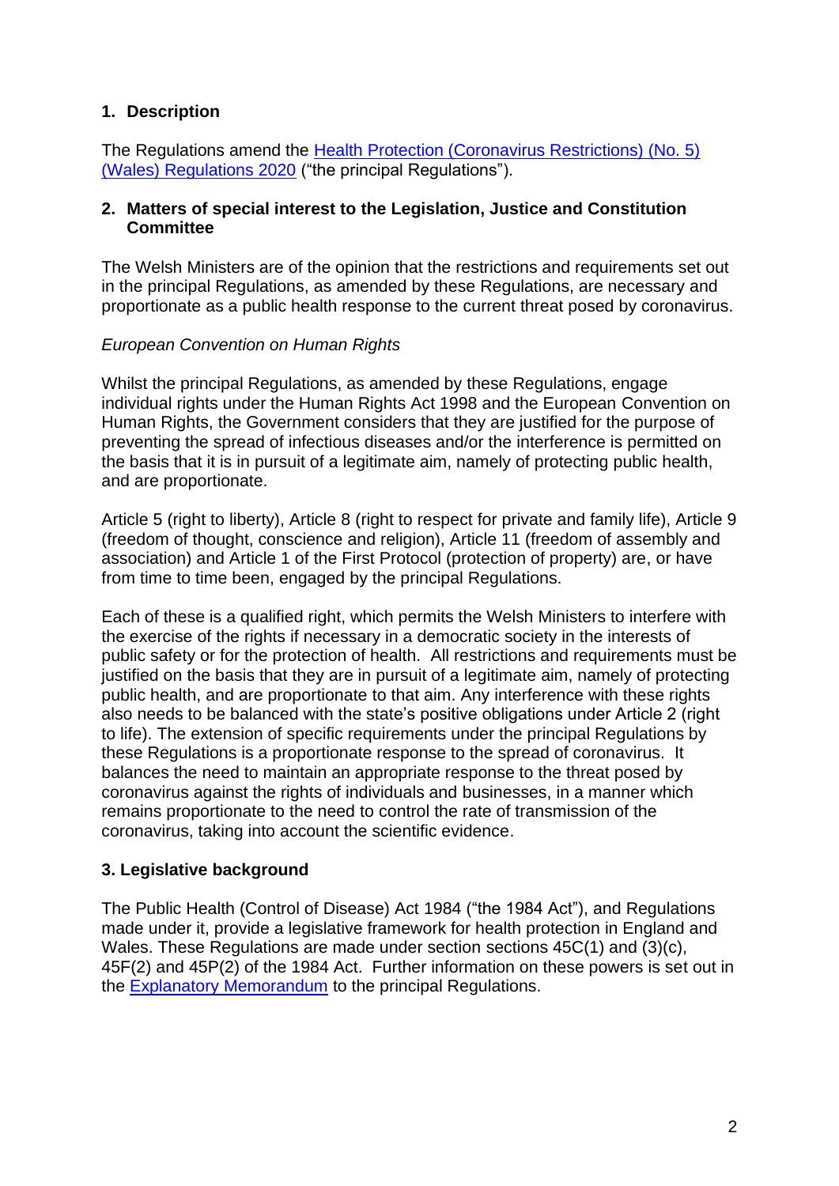## 1. Description

The Regulations amend the [Health Protection (Coronavirus Restrictions) (No. 5) (Wales) Regulations 2020](#) ("the principal Regulations").

## 2. Matters of special interest to the Legislation, Justice and Constitution Committee

The Welsh Ministers are of the opinion that the restrictions and requirements set out in the principal Regulations, as amended by these Regulations, are necessary and proportionate as a public health response to the current threat posed by coronavirus.

*European Convention on Human Rights*

Whilst the principal Regulations, as amended by these Regulations, engage individual rights under the Human Rights Act 1998 and the European Convention on Human Rights, the Government considers that they are justified for the purpose of preventing the spread of infectious diseases and/or the interference is permitted on the basis that it is in pursuit of a legitimate aim, namely of protecting public health, and are proportionate.

Article 5 (right to liberty), Article 8 (right to respect for private and family life), Article 9 (freedom of thought, conscience and religion), Article 11 (freedom of assembly and association) and Article 1 of the First Protocol (protection of property) are, or have from time to time been, engaged by the principal Regulations.

Each of these is a qualified right, which permits the Welsh Ministers to interfere with the exercise of the rights if necessary in a democratic society in the interests of public safety or for the protection of health. All restrictions and requirements must be justified on the basis that they are in pursuit of a legitimate aim, namely of protecting public health, and are proportionate to that aim. Any interference with these rights also needs to be balanced with the state's positive obligations under Article 2 (right to life). The extension of specific requirements under the principal Regulations by these Regulations is a proportionate response to the spread of coronavirus. It balances the need to maintain an appropriate response to the threat posed by coronavirus against the rights of individuals and businesses, in a manner which remains proportionate to the need to control the rate of transmission of the coronavirus, taking into account the scientific evidence.

## 3. Legislative background

The Public Health (Control of Disease) Act 1984 ("the 1984 Act"), and Regulations made under it, provide a legislative framework for health protection in England and Wales. These Regulations are made under section sections 45C(1) and (3)(c), 45F(2) and 45P(2) of the 1984 Act. Further information on these powers is set out in the [Explanatory Memorandum](#) to the principal Regulations.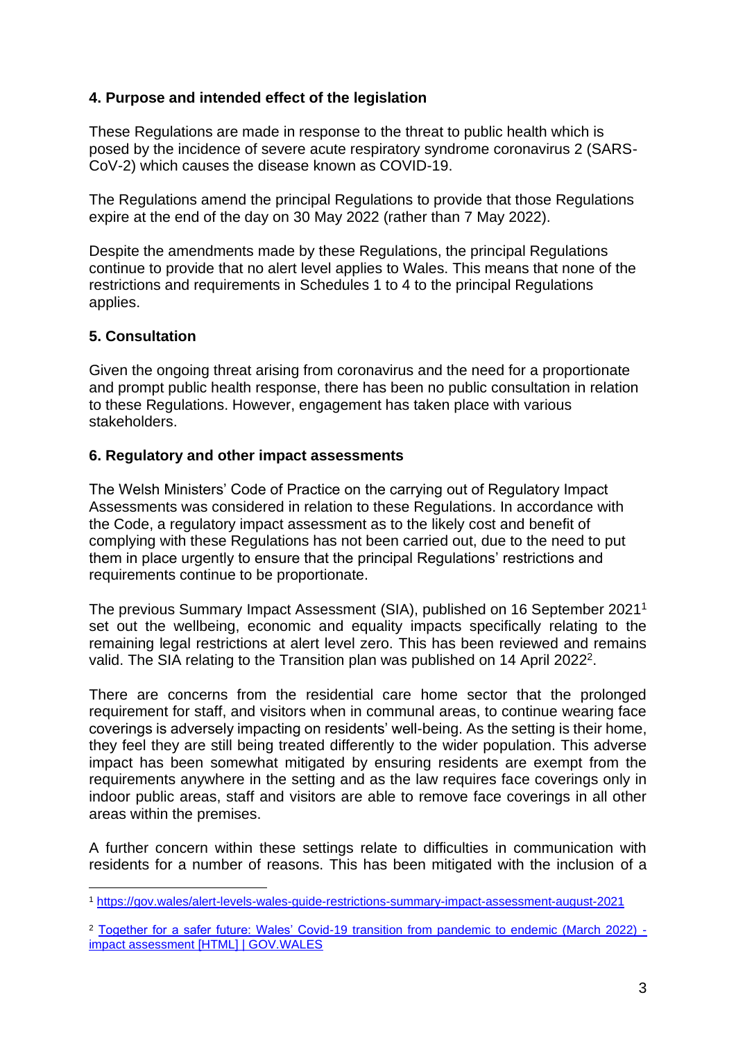## 4. Purpose and intended effect of the legislation

These Regulations are made in response to the threat to public health which is posed by the incidence of severe acute respiratory syndrome coronavirus 2 (SARS-CoV-2) which causes the disease known as COVID-19.

The Regulations amend the principal Regulations to provide that those Regulations expire at the end of the day on 30 May 2022 (rather than 7 May 2022).

Despite the amendments made by these Regulations, the principal Regulations continue to provide that no alert level applies to Wales. This means that none of the restrictions and requirements in Schedules 1 to 4 to the principal Regulations applies.

## 5. Consultation

Given the ongoing threat arising from coronavirus and the need for a proportionate and prompt public health response, there has been no public consultation in relation to these Regulations. However, engagement has taken place with various stakeholders.

## 6. Regulatory and other impact assessments

The Welsh Ministers' Code of Practice on the carrying out of Regulatory Impact Assessments was considered in relation to these Regulations. In accordance with the Code, a regulatory impact assessment as to the likely cost and benefit of complying with these Regulations has not been carried out, due to the need to put them in place urgently to ensure that the principal Regulations' restrictions and requirements continue to be proportionate.

The previous Summary Impact Assessment (SIA), published on 16 September 2021[1] set out the wellbeing, economic and equality impacts specifically relating to the remaining legal restrictions at alert level zero. This has been reviewed and remains valid. The SIA relating to the Transition plan was published on 14 April 2022[2].

There are concerns from the residential care home sector that the prolonged requirement for staff, and visitors when in communal areas, to continue wearing face coverings is adversely impacting on residents' well-being. As the setting is their home, they feel they are still being treated differently to the wider population. This adverse impact has been somewhat mitigated by ensuring residents are exempt from the requirements anywhere in the setting and as the law requires face coverings only in indoor public areas, staff and visitors are able to remove face coverings in all other areas within the premises.

A further concern within these settings relate to difficulties in communication with residents for a number of reasons. This has been mitigated with the inclusion of a

---

[1] https://gov.wales/alert-levels-wales-guide-restrictions-summary-impact-assessment-august-2021

[2] Together for a safer future: Wales' Covid-19 transition from pandemic to endemic (March 2022) - impact assessment [HTML] | GOV.WALES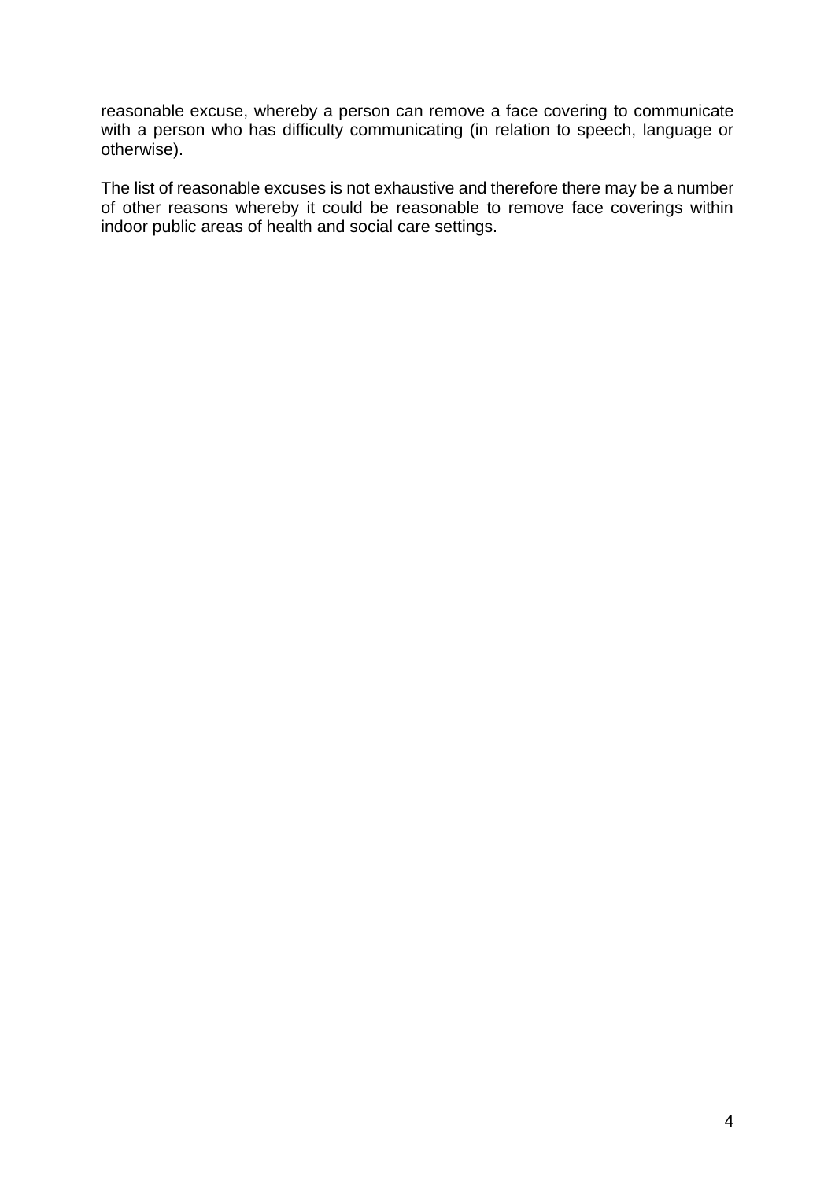reasonable excuse, whereby a person can remove a face covering to communicate with a person who has difficulty communicating (in relation to speech, language or otherwise).

The list of reasonable excuses is not exhaustive and therefore there may be a number of other reasons whereby it could be reasonable to remove face coverings within indoor public areas of health and social care settings.